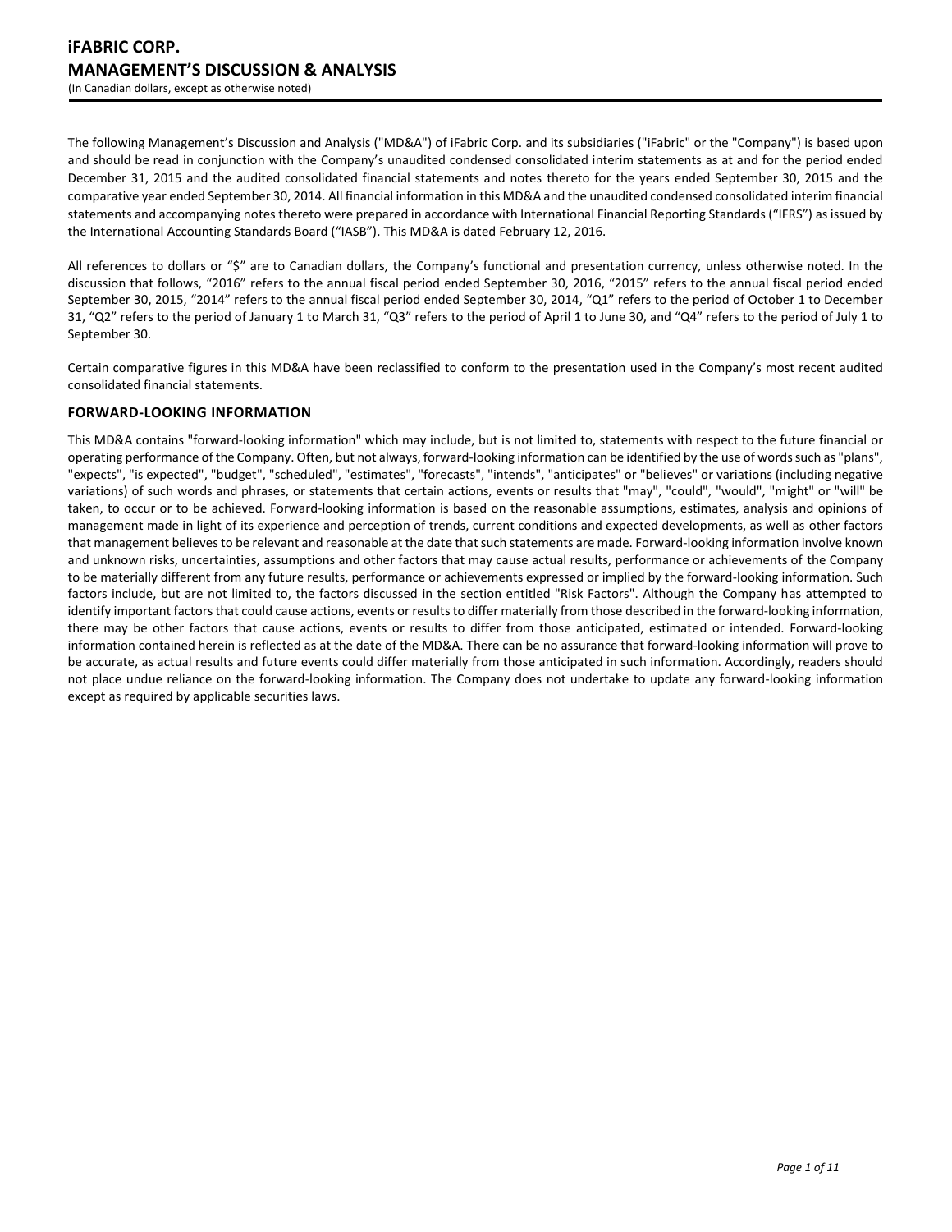# iFABRIC CORP.
# MANAGEMENT'S DISCUSSION & ANALYSIS

(In Canadian dollars, except as otherwise noted)

The following Management's Discussion and Analysis ("MD&A") of iFabric Corp. and its subsidiaries ("iFabric" or the "Company") is based upon and should be read in conjunction with the Company's unaudited condensed consolidated interim statements as at and for the period ended December 31, 2015 and the audited consolidated financial statements and notes thereto for the years ended September 30, 2015 and the comparative year ended September 30, 2014. All financial information in this MD&A and the unaudited condensed consolidated interim financial statements and accompanying notes thereto were prepared in accordance with International Financial Reporting Standards ("IFRS") as issued by the International Accounting Standards Board ("IASB"). This MD&A is dated February 12, 2016.

All references to dollars or "$" are to Canadian dollars, the Company's functional and presentation currency, unless otherwise noted. In the discussion that follows, "2016" refers to the annual fiscal period ended September 30, 2016, "2015" refers to the annual fiscal period ended September 30, 2015, "2014" refers to the annual fiscal period ended September 30, 2014, "Q1" refers to the period of October 1 to December 31, "Q2" refers to the period of January 1 to March 31, "Q3" refers to the period of April 1 to June 30, and "Q4" refers to the period of July 1 to September 30.

Certain comparative figures in this MD&A have been reclassified to conform to the presentation used in the Company's most recent audited consolidated financial statements.

## FORWARD-LOOKING INFORMATION

This MD&A contains "forward-looking information" which may include, but is not limited to, statements with respect to the future financial or operating performance of the Company. Often, but not always, forward-looking information can be identified by the use of words such as "plans", "expects", "is expected", "budget", "scheduled", "estimates", "forecasts", "intends", "anticipates" or "believes" or variations (including negative variations) of such words and phrases, or statements that certain actions, events or results that "may", "could", "would", "might" or "will" be taken, to occur or to be achieved. Forward-looking information is based on the reasonable assumptions, estimates, analysis and opinions of management made in light of its experience and perception of trends, current conditions and expected developments, as well as other factors that management believes to be relevant and reasonable at the date that such statements are made. Forward-looking information involve known and unknown risks, uncertainties, assumptions and other factors that may cause actual results, performance or achievements of the Company to be materially different from any future results, performance or achievements expressed or implied by the forward-looking information. Such factors include, but are not limited to, the factors discussed in the section entitled "Risk Factors". Although the Company has attempted to identify important factors that could cause actions, events or results to differ materially from those described in the forward-looking information, there may be other factors that cause actions, events or results to differ from those anticipated, estimated or intended. Forward-looking information contained herein is reflected as at the date of the MD&A. There can be no assurance that forward-looking information will prove to be accurate, as actual results and future events could differ materially from those anticipated in such information. Accordingly, readers should not place undue reliance on the forward-looking information. The Company does not undertake to update any forward-looking information except as required by applicable securities laws.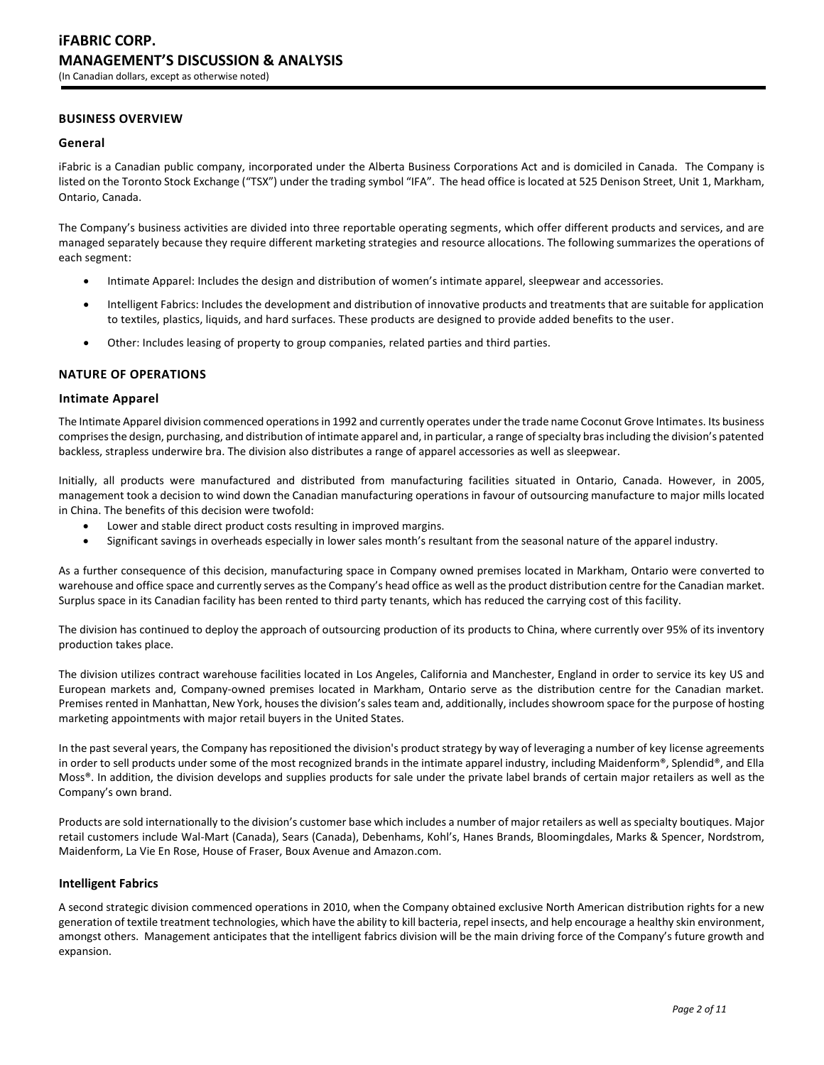## BUSINESS OVERVIEW

### General

iFabric is a Canadian public company, incorporated under the Alberta Business Corporations Act and is domiciled in Canada. The Company is listed on the Toronto Stock Exchange ("TSX") under the trading symbol "IFA". The head office is located at 525 Denison Street, Unit 1, Markham, Ontario, Canada.

The Company's business activities are divided into three reportable operating segments, which offer different products and services, and are managed separately because they require different marketing strategies and resource allocations. The following summarizes the operations of each segment:

- Intimate Apparel: Includes the design and distribution of women's intimate apparel, sleepwear and accessories.
- Intelligent Fabrics: Includes the development and distribution of innovative products and treatments that are suitable for application to textiles, plastics, liquids, and hard surfaces. These products are designed to provide added benefits to the user.
- Other: Includes leasing of property to group companies, related parties and third parties.

## NATURE OF OPERATIONS

### Intimate Apparel

The Intimate Apparel division commenced operations in 1992 and currently operates under the trade name Coconut Grove Intimates. Its business comprises the design, purchasing, and distribution of intimate apparel and, in particular, a range of specialty bras including the division's patented backless, strapless underwire bra. The division also distributes a range of apparel accessories as well as sleepwear.

Initially, all products were manufactured and distributed from manufacturing facilities situated in Ontario, Canada. However, in 2005, management took a decision to wind down the Canadian manufacturing operations in favour of outsourcing manufacture to major mills located in China. The benefits of this decision were twofold:

- Lower and stable direct product costs resulting in improved margins.
- Significant savings in overheads especially in lower sales month's resultant from the seasonal nature of the apparel industry.

As a further consequence of this decision, manufacturing space in Company owned premises located in Markham, Ontario were converted to warehouse and office space and currently serves as the Company's head office as well as the product distribution centre for the Canadian market. Surplus space in its Canadian facility has been rented to third party tenants, which has reduced the carrying cost of this facility.

The division has continued to deploy the approach of outsourcing production of its products to China, where currently over 95% of its inventory production takes place.

The division utilizes contract warehouse facilities located in Los Angeles, California and Manchester, England in order to service its key US and European markets and, Company-owned premises located in Markham, Ontario serve as the distribution centre for the Canadian market. Premises rented in Manhattan, New York, houses the division's sales team and, additionally, includes showroom space for the purpose of hosting marketing appointments with major retail buyers in the United States.

In the past several years, the Company has repositioned the division's product strategy by way of leveraging a number of key license agreements in order to sell products under some of the most recognized brands in the intimate apparel industry, including Maidenform®, Splendid®, and Ella Moss®. In addition, the division develops and supplies products for sale under the private label brands of certain major retailers as well as the Company's own brand.

Products are sold internationally to the division's customer base which includes a number of major retailers as well as specialty boutiques. Major retail customers include Wal-Mart (Canada), Sears (Canada), Debenhams, Kohl's, Hanes Brands, Bloomingdales, Marks & Spencer, Nordstrom, Maidenform, La Vie En Rose, House of Fraser, Boux Avenue and Amazon.com.

### Intelligent Fabrics

A second strategic division commenced operations in 2010, when the Company obtained exclusive North American distribution rights for a new generation of textile treatment technologies, which have the ability to kill bacteria, repel insects, and help encourage a healthy skin environment, amongst others. Management anticipates that the intelligent fabrics division will be the main driving force of the Company's future growth and expansion.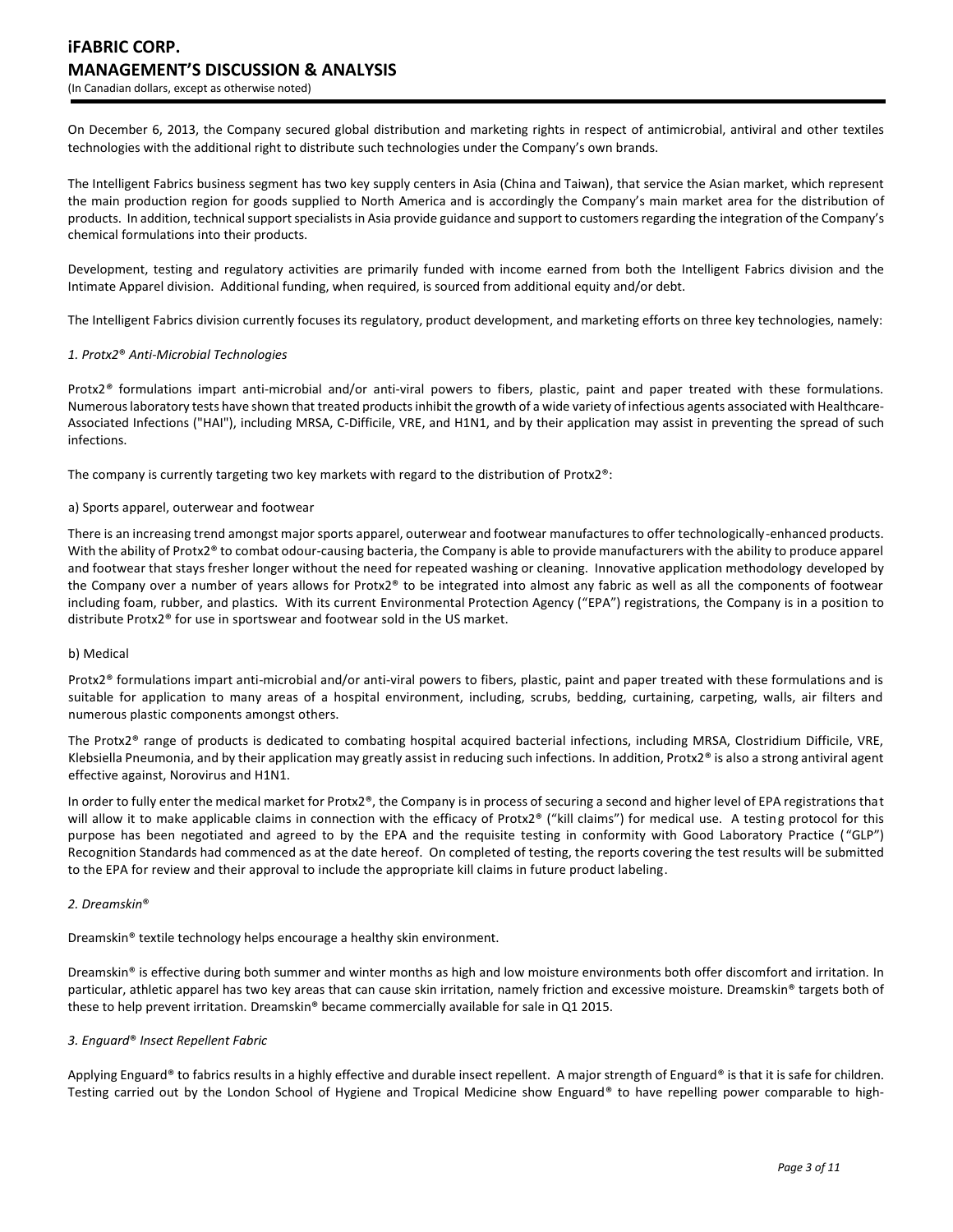On December 6, 2013, the Company secured global distribution and marketing rights in respect of antimicrobial, antiviral and other textiles technologies with the additional right to distribute such technologies under the Company's own brands.

The Intelligent Fabrics business segment has two key supply centers in Asia (China and Taiwan), that service the Asian market, which represent the main production region for goods supplied to North America and is accordingly the Company's main market area for the distribution of products. In addition, technical support specialists in Asia provide guidance and support to customers regarding the integration of the Company's chemical formulations into their products.

Development, testing and regulatory activities are primarily funded with income earned from both the Intelligent Fabrics division and the Intimate Apparel division. Additional funding, when required, is sourced from additional equity and/or debt.

The Intelligent Fabrics division currently focuses its regulatory, product development, and marketing efforts on three key technologies, namely:

*1. Protx2® Anti-Microbial Technologies*

Protx2® formulations impart anti-microbial and/or anti-viral powers to fibers, plastic, paint and paper treated with these formulations. Numerous laboratory tests have shown that treated products inhibit the growth of a wide variety of infectious agents associated with Healthcare-Associated Infections ("HAI"), including MRSA, C-Difficile, VRE, and H1N1, and by their application may assist in preventing the spread of such infections.

The company is currently targeting two key markets with regard to the distribution of Protx2®:

a) Sports apparel, outerwear and footwear

There is an increasing trend amongst major sports apparel, outerwear and footwear manufactures to offer technologically-enhanced products. With the ability of Protx2® to combat odour-causing bacteria, the Company is able to provide manufacturers with the ability to produce apparel and footwear that stays fresher longer without the need for repeated washing or cleaning. Innovative application methodology developed by the Company over a number of years allows for Protx2® to be integrated into almost any fabric as well as all the components of footwear including foam, rubber, and plastics. With its current Environmental Protection Agency ("EPA") registrations, the Company is in a position to distribute Protx2® for use in sportswear and footwear sold in the US market.

b) Medical

Protx2® formulations impart anti-microbial and/or anti-viral powers to fibers, plastic, paint and paper treated with these formulations and is suitable for application to many areas of a hospital environment, including, scrubs, bedding, curtaining, carpeting, walls, air filters and numerous plastic components amongst others.

The Protx2® range of products is dedicated to combating hospital acquired bacterial infections, including MRSA, Clostridium Difficile, VRE, Klebsiella Pneumonia, and by their application may greatly assist in reducing such infections. In addition, Protx2® is also a strong antiviral agent effective against, Norovirus and H1N1.

In order to fully enter the medical market for Protx2®, the Company is in process of securing a second and higher level of EPA registrations that will allow it to make applicable claims in connection with the efficacy of Protx2® ("kill claims") for medical use. A testing protocol for this purpose has been negotiated and agreed to by the EPA and the requisite testing in conformity with Good Laboratory Practice ("GLP") Recognition Standards had commenced as at the date hereof. On completed of testing, the reports covering the test results will be submitted to the EPA for review and their approval to include the appropriate kill claims in future product labeling.

*2. Dreamskin®*

Dreamskin® textile technology helps encourage a healthy skin environment.

Dreamskin® is effective during both summer and winter months as high and low moisture environments both offer discomfort and irritation. In particular, athletic apparel has two key areas that can cause skin irritation, namely friction and excessive moisture. Dreamskin® targets both of these to help prevent irritation. Dreamskin® became commercially available for sale in Q1 2015.

*3. Enguard® Insect Repellent Fabric*

Applying Enguard® to fabrics results in a highly effective and durable insect repellent. A major strength of Enguard® is that it is safe for children. Testing carried out by the London School of Hygiene and Tropical Medicine show Enguard® to have repelling power comparable to high-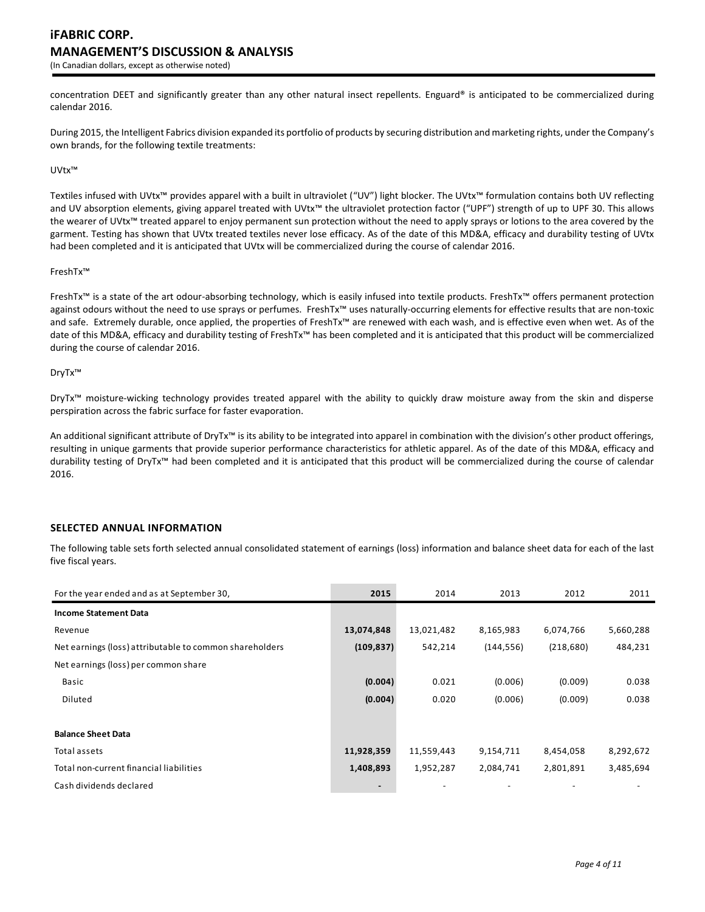concentration DEET and significantly greater than any other natural insect repellents. Enguard® is anticipated to be commercialized during calendar 2016.

During 2015, the Intelligent Fabrics division expanded its portfolio of products by securing distribution and marketing rights, under the Company's own brands, for the following textile treatments:

UVtx™

Textiles infused with UVtx™ provides apparel with a built in ultraviolet ("UV") light blocker. The UVtx™ formulation contains both UV reflecting and UV absorption elements, giving apparel treated with UVtx™ the ultraviolet protection factor ("UPF") strength of up to UPF 30. This allows the wearer of UVtx™ treated apparel to enjoy permanent sun protection without the need to apply sprays or lotions to the area covered by the garment. Testing has shown that UVtx treated textiles never lose efficacy. As of the date of this MD&A, efficacy and durability testing of UVtx had been completed and it is anticipated that UVtx will be commercialized during the course of calendar 2016.

FreshTx™

FreshTx™ is a state of the art odour-absorbing technology, which is easily infused into textile products. FreshTx™ offers permanent protection against odours without the need to use sprays or perfumes. FreshTx™ uses naturally-occurring elements for effective results that are non-toxic and safe. Extremely durable, once applied, the properties of FreshTx™ are renewed with each wash, and is effective even when wet. As of the date of this MD&A, efficacy and durability testing of FreshTx™ has been completed and it is anticipated that this product will be commercialized during the course of calendar 2016.

DryTx™

DryTx™ moisture-wicking technology provides treated apparel with the ability to quickly draw moisture away from the skin and disperse perspiration across the fabric surface for faster evaporation.

An additional significant attribute of DryTx™ is its ability to be integrated into apparel in combination with the division's other product offerings, resulting in unique garments that provide superior performance characteristics for athletic apparel. As of the date of this MD&A, efficacy and durability testing of DryTx™ had been completed and it is anticipated that this product will be commercialized during the course of calendar 2016.

## SELECTED ANNUAL INFORMATION

The following table sets forth selected annual consolidated statement of earnings (loss) information and balance sheet data for each of the last five fiscal years.

| For the year ended and as at September 30, | **2015** | 2014 | 2013 | 2012 | 2011 |
|---|---|---|---|---|---|
| **Income Statement Data** | | | | | |
| Revenue | **13,074,848** | 13,021,482 | 8,165,983 | 6,074,766 | 5,660,288 |
| Net earnings (loss) attributable to common shareholders | **(109,837)** | 542,214 | (144,556) | (218,680) | 484,231 |
| Net earnings (loss) per common share | | | | | |
| Basic | **(0.004)** | 0.021 | (0.006) | (0.009) | 0.038 |
| Diluted | **(0.004)** | 0.020 | (0.006) | (0.009) | 0.038 |
| | | | | | |
| **Balance Sheet Data** | | | | | |
| Total assets | **11,928,359** | 11,559,443 | 9,154,711 | 8,454,058 | 8,292,672 |
| Total non-current financial liabilities | **1,408,893** | 1,952,287 | 2,084,741 | 2,801,891 | 3,485,694 |
| Cash dividends declared | **-** | - | - | - | - |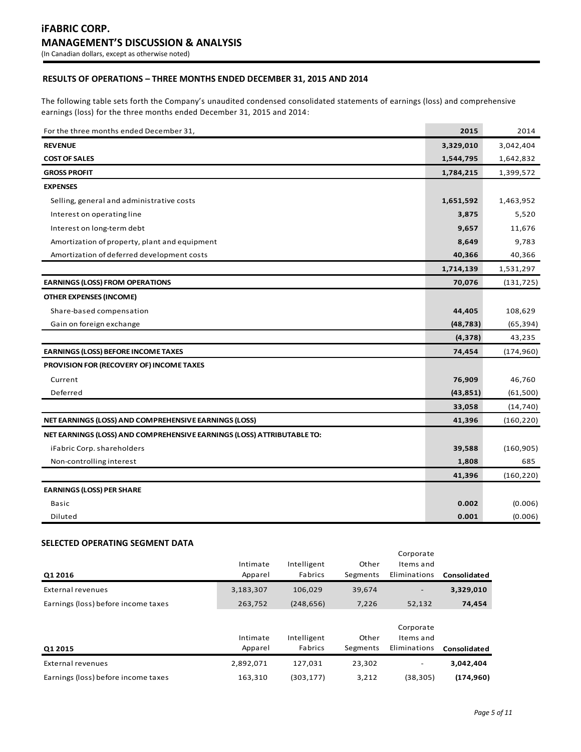## RESULTS OF OPERATIONS – THREE MONTHS ENDED DECEMBER 31, 2015 AND 2014

The following table sets forth the Company's unaudited condensed consolidated statements of earnings (loss) and comprehensive earnings (loss) for the three months ended December 31, 2015 and 2014:

| For the three months ended December 31, | **2015** | 2014 |
|---|---|---|
| **REVENUE** | **3,329,010** | 3,042,404 |
| **COST OF SALES** | **1,544,795** | 1,642,832 |
| **GROSS PROFIT** | **1,784,215** | 1,399,572 |
| **EXPENSES** | | |
| Selling, general and administrative costs | **1,651,592** | 1,463,952 |
| Interest on operating line | **3,875** | 5,520 |
| Interest on long-term debt | **9,657** | 11,676 |
| Amortization of property, plant and equipment | **8,649** | 9,783 |
| Amortization of deferred development costs | **40,366** | 40,366 |
| | **1,714,139** | 1,531,297 |
| **EARNINGS (LOSS) FROM OPERATIONS** | **70,076** | (131,725) |
| **OTHER EXPENSES (INCOME)** | | |
| Share-based compensation | **44,405** | 108,629 |
| Gain on foreign exchange | **(48,783)** | (65,394) |
| | **(4,378)** | 43,235 |
| **EARNINGS (LOSS) BEFORE INCOME TAXES** | **74,454** | (174,960) |
| **PROVISION FOR (RECOVERY OF) INCOME TAXES** | | |
| Current | **76,909** | 46,760 |
| Deferred | **(43,851)** | (61,500) |
| | **33,058** | (14,740) |
| **NET EARNINGS (LOSS) AND COMPREHENSIVE EARNINGS (LOSS)** | **41,396** | (160,220) |
| **NET EARNINGS (LOSS) AND COMPREHENSIVE EARNINGS (LOSS) ATTRIBUTABLE TO:** | | |
| iFabric Corp. shareholders | **39,588** | (160,905) |
| Non-controlling interest | **1,808** | 685 |
| | **41,396** | (160,220) |
| **EARNINGS (LOSS) PER SHARE** | | |
| Basic | **0.002** | (0.006) |
| Diluted | **0.001** | (0.006) |

## SELECTED OPERATING SEGMENT DATA

| Q1 2016 | Intimate Apparel | Intelligent Fabrics | Other Segments | Corporate Items and Eliminations | Consolidated |
|---|---|---|---|---|---|
| External revenues | 3,183,307 | 106,029 | 39,674 | - | **3,329,010** |
| Earnings (loss) before income taxes | 263,752 | (248,656) | 7,226 | 52,132 | **74,454** |

| Q1 2015 | Intimate Apparel | Intelligent Fabrics | Other Segments | Corporate Items and Eliminations | Consolidated |
|---|---|---|---|---|---|
| External revenues | 2,892,071 | 127,031 | 23,302 | - | **3,042,404** |
| Earnings (loss) before income taxes | 163,310 | (303,177) | 3,212 | (38,305) | **(174,960)** |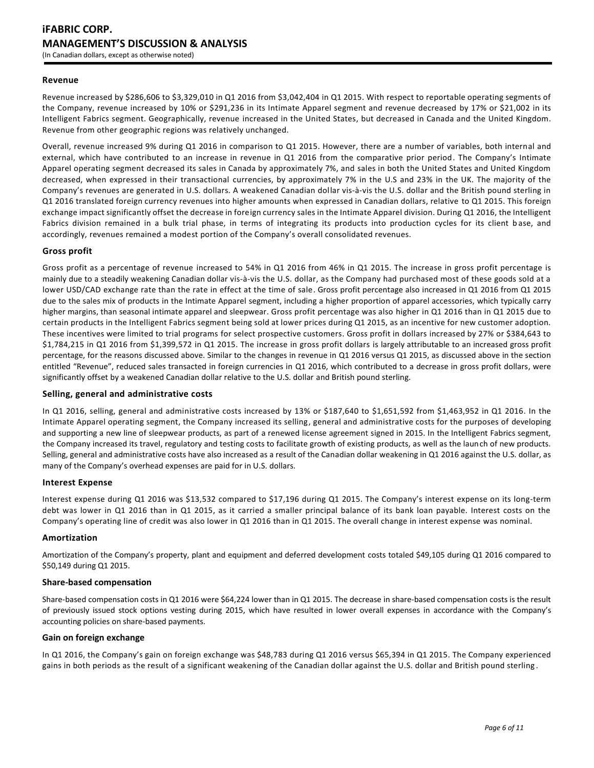### Revenue

Revenue increased by $286,606 to $3,329,010 in Q1 2016 from $3,042,404 in Q1 2015. With respect to reportable operating segments of the Company, revenue increased by 10% or $291,236 in its Intimate Apparel segment and revenue decreased by 17% or $21,002 in its Intelligent Fabrics segment. Geographically, revenue increased in the United States, but decreased in Canada and the United Kingdom. Revenue from other geographic regions was relatively unchanged.

Overall, revenue increased 9% during Q1 2016 in comparison to Q1 2015. However, there are a number of variables, both internal and external, which have contributed to an increase in revenue in Q1 2016 from the comparative prior period. The Company's Intimate Apparel operating segment decreased its sales in Canada by approximately 7%, and sales in both the United States and United Kingdom decreased, when expressed in their transactional currencies, by approximately 7% in the U.S and 23% in the UK. The majority of the Company's revenues are generated in U.S. dollars. A weakened Canadian dollar vis-à-vis the U.S. dollar and the British pound sterling in Q1 2016 translated foreign currency revenues into higher amounts when expressed in Canadian dollars, relative to Q1 2015. This foreign exchange impact significantly offset the decrease in foreign currency sales in the Intimate Apparel division. During Q1 2016, the Intelligent Fabrics division remained in a bulk trial phase, in terms of integrating its products into production cycles for its client base, and accordingly, revenues remained a modest portion of the Company's overall consolidated revenues.

### Gross profit

Gross profit as a percentage of revenue increased to 54% in Q1 2016 from 46% in Q1 2015. The increase in gross profit percentage is mainly due to a steadily weakening Canadian dollar vis-à-vis the U.S. dollar, as the Company had purchased most of these goods sold at a lower USD/CAD exchange rate than the rate in effect at the time of sale. Gross profit percentage also increased in Q1 2016 from Q1 2015 due to the sales mix of products in the Intimate Apparel segment, including a higher proportion of apparel accessories, which typically carry higher margins, than seasonal intimate apparel and sleepwear. Gross profit percentage was also higher in Q1 2016 than in Q1 2015 due to certain products in the Intelligent Fabrics segment being sold at lower prices during Q1 2015, as an incentive for new customer adoption. These incentives were limited to trial programs for select prospective customers. Gross profit in dollars increased by 27% or $384,643 to $1,784,215 in Q1 2016 from $1,399,572 in Q1 2015. The increase in gross profit dollars is largely attributable to an increased gross profit percentage, for the reasons discussed above. Similar to the changes in revenue in Q1 2016 versus Q1 2015, as discussed above in the section entitled "Revenue", reduced sales transacted in foreign currencies in Q1 2016, which contributed to a decrease in gross profit dollars, were significantly offset by a weakened Canadian dollar relative to the U.S. dollar and British pound sterling.

### Selling, general and administrative costs

In Q1 2016, selling, general and administrative costs increased by 13% or $187,640 to $1,651,592 from $1,463,952 in Q1 2016. In the Intimate Apparel operating segment, the Company increased its selling, general and administrative costs for the purposes of developing and supporting a new line of sleepwear products, as part of a renewed license agreement signed in 2015. In the Intelligent Fabrics segment, the Company increased its travel, regulatory and testing costs to facilitate growth of existing products, as well as the launch of new products. Selling, general and administrative costs have also increased as a result of the Canadian dollar weakening in Q1 2016 against the U.S. dollar, as many of the Company's overhead expenses are paid for in U.S. dollars.

### Interest Expense

Interest expense during Q1 2016 was $13,532 compared to $17,196 during Q1 2015. The Company's interest expense on its long-term debt was lower in Q1 2016 than in Q1 2015, as it carried a smaller principal balance of its bank loan payable. Interest costs on the Company's operating line of credit was also lower in Q1 2016 than in Q1 2015. The overall change in interest expense was nominal.

### Amortization

Amortization of the Company's property, plant and equipment and deferred development costs totaled $49,105 during Q1 2016 compared to $50,149 during Q1 2015.

### Share-based compensation

Share-based compensation costs in Q1 2016 were $64,224 lower than in Q1 2015. The decrease in share-based compensation costs is the result of previously issued stock options vesting during 2015, which have resulted in lower overall expenses in accordance with the Company's accounting policies on share-based payments.

### Gain on foreign exchange

In Q1 2016, the Company's gain on foreign exchange was $48,783 during Q1 2016 versus $65,394 in Q1 2015. The Company experienced gains in both periods as the result of a significant weakening of the Canadian dollar against the U.S. dollar and British pound sterling.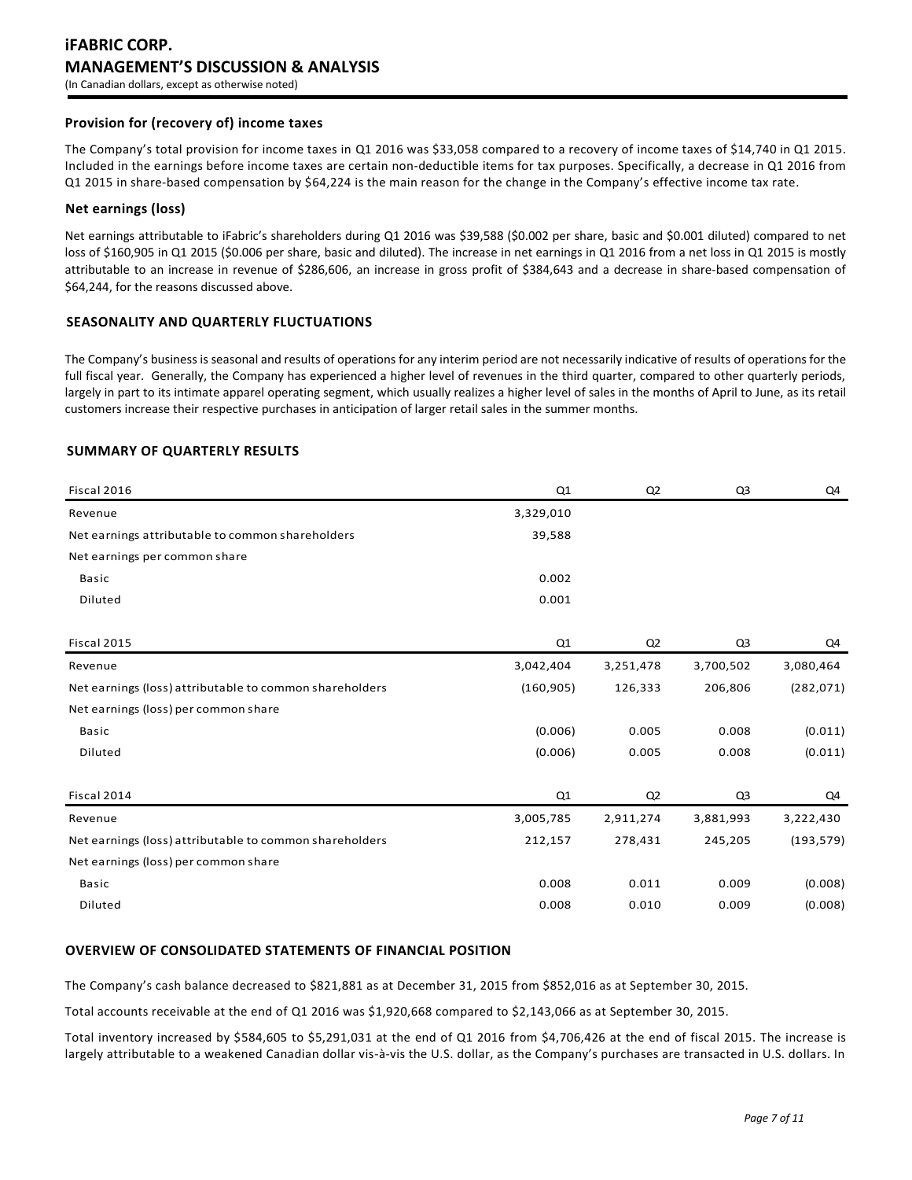### Provision for (recovery of) income taxes

The Company's total provision for income taxes in Q1 2016 was $33,058 compared to a recovery of income taxes of $14,740 in Q1 2015. Included in the earnings before income taxes are certain non-deductible items for tax purposes. Specifically, a decrease in Q1 2016 from Q1 2015 in share-based compensation by $64,224 is the main reason for the change in the Company's effective income tax rate.

### Net earnings (loss)

Net earnings attributable to iFabric's shareholders during Q1 2016 was $39,588 ($0.002 per share, basic and $0.001 diluted) compared to net loss of $160,905 in Q1 2015 ($0.006 per share, basic and diluted). The increase in net earnings in Q1 2016 from a net loss in Q1 2015 is mostly attributable to an increase in revenue of $286,606, an increase in gross profit of $384,643 and a decrease in share-based compensation of $64,244, for the reasons discussed above.

## SEASONALITY AND QUARTERLY FLUCTUATIONS

The Company's business is seasonal and results of operations for any interim period are not necessarily indicative of results of operations for the full fiscal year. Generally, the Company has experienced a higher level of revenues in the third quarter, compared to other quarterly periods, largely in part to its intimate apparel operating segment, which usually realizes a higher level of sales in the months of April to June, as its retail customers increase their respective purchases in anticipation of larger retail sales in the summer months.

## SUMMARY OF QUARTERLY RESULTS

| Fiscal 2016 | Q1 | Q2 | Q3 | Q4 |
|---|---|---|---|---|
| Revenue | 3,329,010 | | | |
| Net earnings attributable to common shareholders | 39,588 | | | |
| Net earnings per common share | | | | |
| Basic | 0.002 | | | |
| Diluted | 0.001 | | | |

| Fiscal 2015 | Q1 | Q2 | Q3 | Q4 |
|---|---|---|---|---|
| Revenue | 3,042,404 | 3,251,478 | 3,700,502 | 3,080,464 |
| Net earnings (loss) attributable to common shareholders | (160,905) | 126,333 | 206,806 | (282,071) |
| Net earnings (loss) per common share | | | | |
| Basic | (0.006) | 0.005 | 0.008 | (0.011) |
| Diluted | (0.006) | 0.005 | 0.008 | (0.011) |

| Fiscal 2014 | Q1 | Q2 | Q3 | Q4 |
|---|---|---|---|---|
| Revenue | 3,005,785 | 2,911,274 | 3,881,993 | 3,222,430 |
| Net earnings (loss) attributable to common shareholders | 212,157 | 278,431 | 245,205 | (193,579) |
| Net earnings (loss) per common share | | | | |
| Basic | 0.008 | 0.011 | 0.009 | (0.008) |
| Diluted | 0.008 | 0.010 | 0.009 | (0.008) |

## OVERVIEW OF CONSOLIDATED STATEMENTS OF FINANCIAL POSITION

The Company's cash balance decreased to $821,881 as at December 31, 2015 from $852,016 as at September 30, 2015.

Total accounts receivable at the end of Q1 2016 was $1,920,668 compared to $2,143,066 as at September 30, 2015.

Total inventory increased by $584,605 to $5,291,031 at the end of Q1 2016 from $4,706,426 at the end of fiscal 2015. The increase is largely attributable to a weakened Canadian dollar vis-à-vis the U.S. dollar, as the Company's purchases are transacted in U.S. dollars. In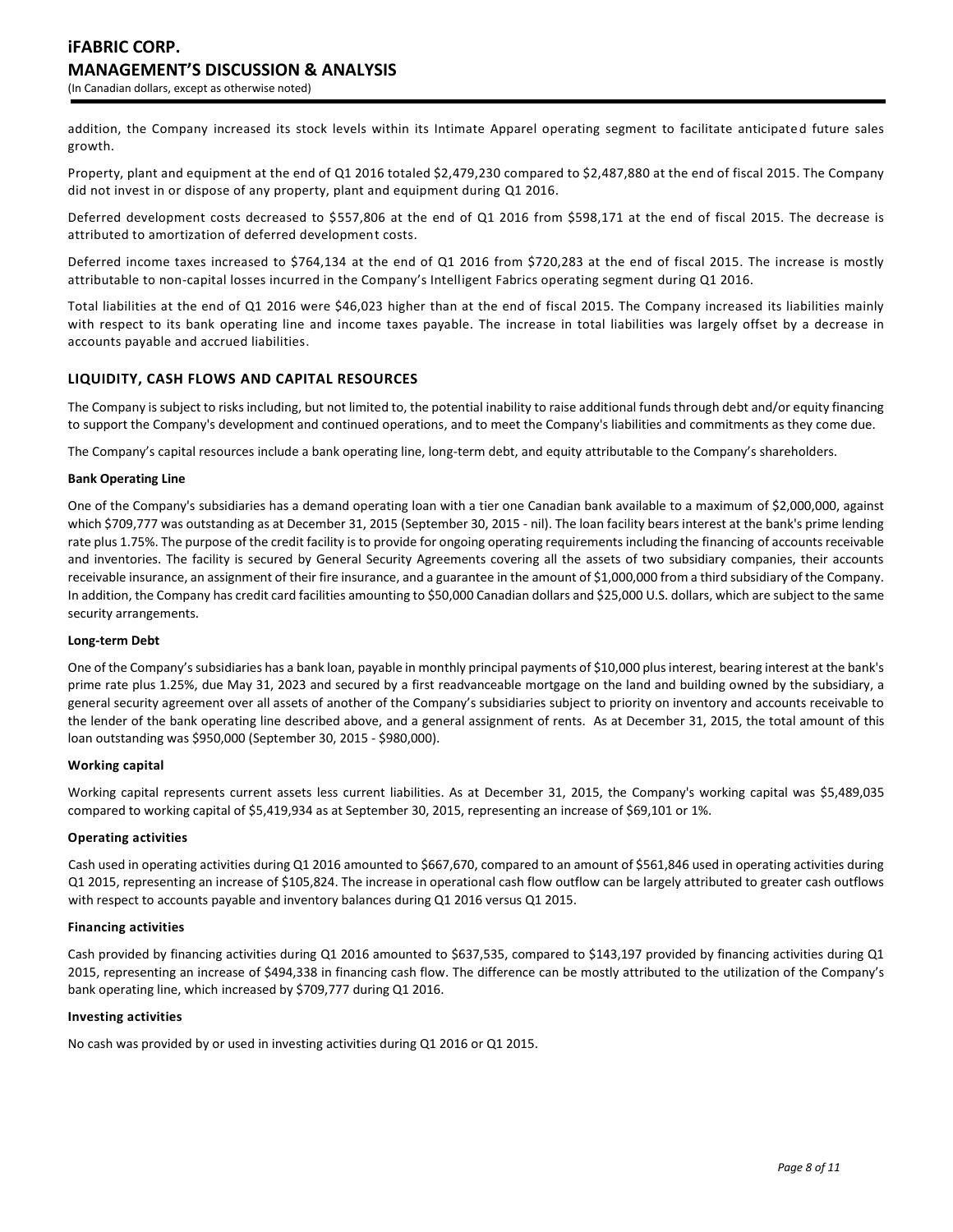addition, the Company increased its stock levels within its Intimate Apparel operating segment to facilitate anticipated future sales growth.

Property, plant and equipment at the end of Q1 2016 totaled $2,479,230 compared to $2,487,880 at the end of fiscal 2015. The Company did not invest in or dispose of any property, plant and equipment during Q1 2016.

Deferred development costs decreased to $557,806 at the end of Q1 2016 from $598,171 at the end of fiscal 2015. The decrease is attributed to amortization of deferred development costs.

Deferred income taxes increased to $764,134 at the end of Q1 2016 from $720,283 at the end of fiscal 2015. The increase is mostly attributable to non-capital losses incurred in the Company's Intelligent Fabrics operating segment during Q1 2016.

Total liabilities at the end of Q1 2016 were $46,023 higher than at the end of fiscal 2015. The Company increased its liabilities mainly with respect to its bank operating line and income taxes payable. The increase in total liabilities was largely offset by a decrease in accounts payable and accrued liabilities.

## LIQUIDITY, CASH FLOWS AND CAPITAL RESOURCES

The Company is subject to risks including, but not limited to, the potential inability to raise additional funds through debt and/or equity financing to support the Company's development and continued operations, and to meet the Company's liabilities and commitments as they come due.

The Company's capital resources include a bank operating line, long-term debt, and equity attributable to the Company's shareholders.

**Bank Operating Line**

One of the Company's subsidiaries has a demand operating loan with a tier one Canadian bank available to a maximum of $2,000,000, against which $709,777 was outstanding as at December 31, 2015 (September 30, 2015 - nil). The loan facility bears interest at the bank's prime lending rate plus 1.75%. The purpose of the credit facility is to provide for ongoing operating requirements including the financing of accounts receivable and inventories. The facility is secured by General Security Agreements covering all the assets of two subsidiary companies, their accounts receivable insurance, an assignment of their fire insurance, and a guarantee in the amount of $1,000,000 from a third subsidiary of the Company. In addition, the Company has credit card facilities amounting to $50,000 Canadian dollars and $25,000 U.S. dollars, which are subject to the same security arrangements.

**Long-term Debt**

One of the Company's subsidiaries has a bank loan, payable in monthly principal payments of $10,000 plus interest, bearing interest at the bank's prime rate plus 1.25%, due May 31, 2023 and secured by a first readvanceable mortgage on the land and building owned by the subsidiary, a general security agreement over all assets of another of the Company's subsidiaries subject to priority on inventory and accounts receivable to the lender of the bank operating line described above, and a general assignment of rents. As at December 31, 2015, the total amount of this loan outstanding was $950,000 (September 30, 2015 - $980,000).

**Working capital**

Working capital represents current assets less current liabilities. As at December 31, 2015, the Company's working capital was $5,489,035 compared to working capital of $5,419,934 as at September 30, 2015, representing an increase of $69,101 or 1%.

**Operating activities**

Cash used in operating activities during Q1 2016 amounted to $667,670, compared to an amount of $561,846 used in operating activities during Q1 2015, representing an increase of $105,824. The increase in operational cash flow outflow can be largely attributed to greater cash outflows with respect to accounts payable and inventory balances during Q1 2016 versus Q1 2015.

**Financing activities**

Cash provided by financing activities during Q1 2016 amounted to $637,535, compared to $143,197 provided by financing activities during Q1 2015, representing an increase of $494,338 in financing cash flow. The difference can be mostly attributed to the utilization of the Company's bank operating line, which increased by $709,777 during Q1 2016.

**Investing activities**

No cash was provided by or used in investing activities during Q1 2016 or Q1 2015.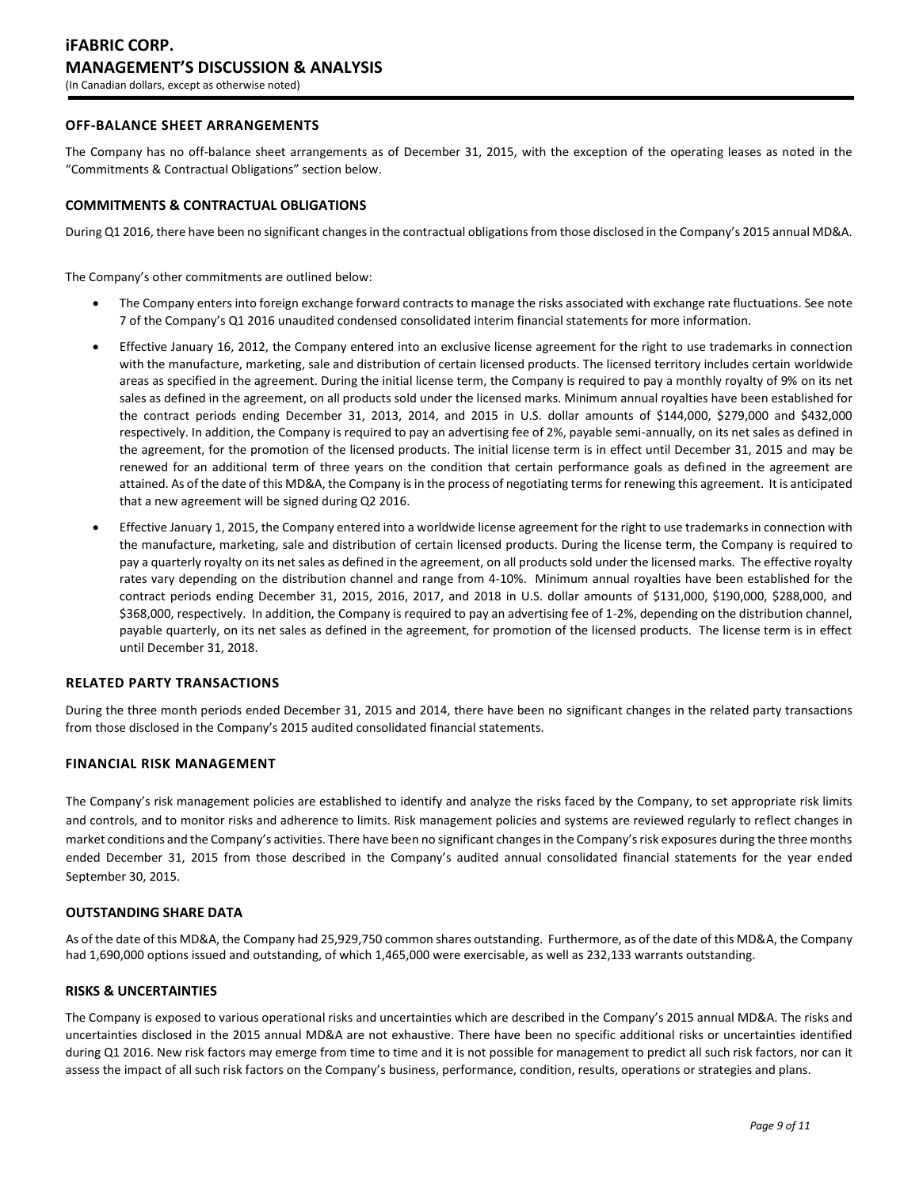## OFF-BALANCE SHEET ARRANGEMENTS

The Company has no off-balance sheet arrangements as of December 31, 2015, with the exception of the operating leases as noted in the "Commitments & Contractual Obligations" section below.

## COMMITMENTS & CONTRACTUAL OBLIGATIONS

During Q1 2016, there have been no significant changes in the contractual obligations from those disclosed in the Company's 2015 annual MD&A.

The Company's other commitments are outlined below:

- The Company enters into foreign exchange forward contracts to manage the risks associated with exchange rate fluctuations. See note 7 of the Company's Q1 2016 unaudited condensed consolidated interim financial statements for more information.
- Effective January 16, 2012, the Company entered into an exclusive license agreement for the right to use trademarks in connection with the manufacture, marketing, sale and distribution of certain licensed products. The licensed territory includes certain worldwide areas as specified in the agreement. During the initial license term, the Company is required to pay a monthly royalty of 9% on its net sales as defined in the agreement, on all products sold under the licensed marks. Minimum annual royalties have been established for the contract periods ending December 31, 2013, 2014, and 2015 in U.S. dollar amounts of $144,000, $279,000 and $432,000 respectively. In addition, the Company is required to pay an advertising fee of 2%, payable semi-annually, on its net sales as defined in the agreement, for the promotion of the licensed products. The initial license term is in effect until December 31, 2015 and may be renewed for an additional term of three years on the condition that certain performance goals as defined in the agreement are attained. As of the date of this MD&A, the Company is in the process of negotiating terms for renewing this agreement. It is anticipated that a new agreement will be signed during Q2 2016.
- Effective January 1, 2015, the Company entered into a worldwide license agreement for the right to use trademarks in connection with the manufacture, marketing, sale and distribution of certain licensed products. During the license term, the Company is required to pay a quarterly royalty on its net sales as defined in the agreement, on all products sold under the licensed marks. The effective royalty rates vary depending on the distribution channel and range from 4-10%. Minimum annual royalties have been established for the contract periods ending December 31, 2015, 2016, 2017, and 2018 in U.S. dollar amounts of $131,000, $190,000, $288,000, and $368,000, respectively. In addition, the Company is required to pay an advertising fee of 1-2%, depending on the distribution channel, payable quarterly, on its net sales as defined in the agreement, for promotion of the licensed products. The license term is in effect until December 31, 2018.

## RELATED PARTY TRANSACTIONS

During the three month periods ended December 31, 2015 and 2014, there have been no significant changes in the related party transactions from those disclosed in the Company's 2015 audited consolidated financial statements.

## FINANCIAL RISK MANAGEMENT

The Company's risk management policies are established to identify and analyze the risks faced by the Company, to set appropriate risk limits and controls, and to monitor risks and adherence to limits. Risk management policies and systems are reviewed regularly to reflect changes in market conditions and the Company's activities. There have been no significant changes in the Company's risk exposures during the three months ended December 31, 2015 from those described in the Company's audited annual consolidated financial statements for the year ended September 30, 2015.

## OUTSTANDING SHARE DATA

As of the date of this MD&A, the Company had 25,929,750 common shares outstanding. Furthermore, as of the date of this MD&A, the Company had 1,690,000 options issued and outstanding, of which 1,465,000 were exercisable, as well as 232,133 warrants outstanding.

## RISKS & UNCERTAINTIES

The Company is exposed to various operational risks and uncertainties which are described in the Company's 2015 annual MD&A. The risks and uncertainties disclosed in the 2015 annual MD&A are not exhaustive. There have been no specific additional risks or uncertainties identified during Q1 2016. New risk factors may emerge from time to time and it is not possible for management to predict all such risk factors, nor can it assess the impact of all such risk factors on the Company's business, performance, condition, results, operations or strategies and plans.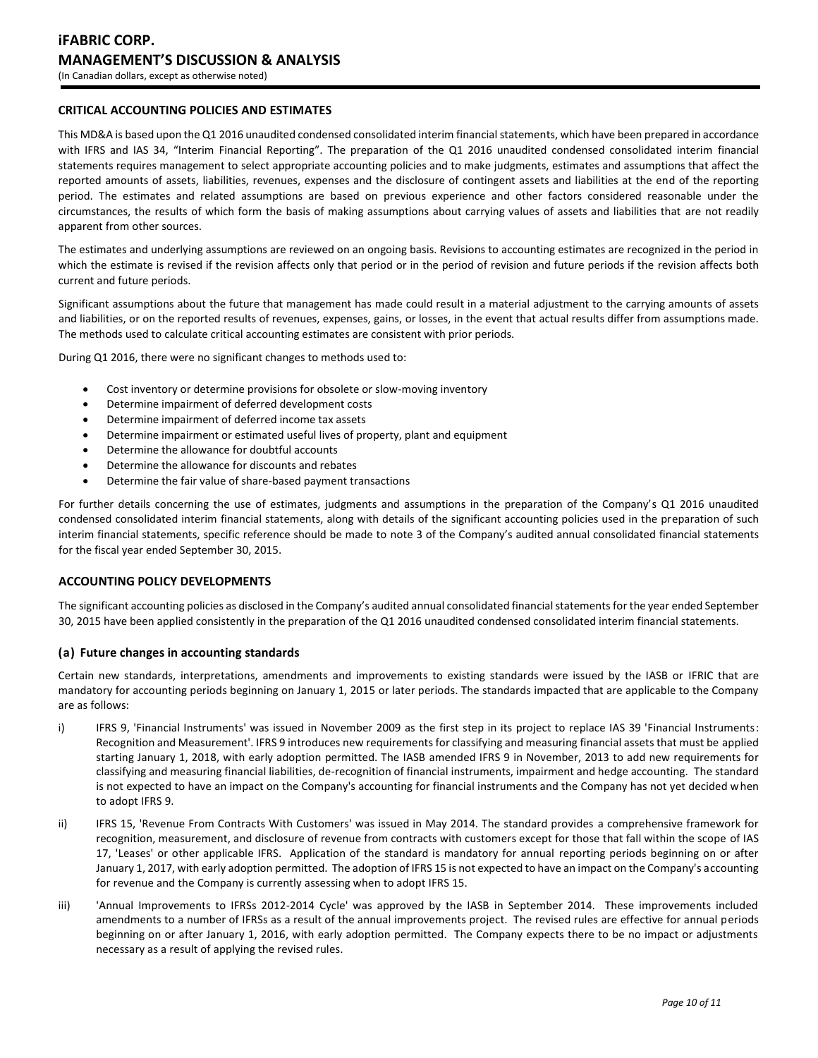## CRITICAL ACCOUNTING POLICIES AND ESTIMATES

This MD&A is based upon the Q1 2016 unaudited condensed consolidated interim financial statements, which have been prepared in accordance with IFRS and IAS 34, "Interim Financial Reporting". The preparation of the Q1 2016 unaudited condensed consolidated interim financial statements requires management to select appropriate accounting policies and to make judgments, estimates and assumptions that affect the reported amounts of assets, liabilities, revenues, expenses and the disclosure of contingent assets and liabilities at the end of the reporting period. The estimates and related assumptions are based on previous experience and other factors considered reasonable under the circumstances, the results of which form the basis of making assumptions about carrying values of assets and liabilities that are not readily apparent from other sources.

The estimates and underlying assumptions are reviewed on an ongoing basis. Revisions to accounting estimates are recognized in the period in which the estimate is revised if the revision affects only that period or in the period of revision and future periods if the revision affects both current and future periods.

Significant assumptions about the future that management has made could result in a material adjustment to the carrying amounts of assets and liabilities, or on the reported results of revenues, expenses, gains, or losses, in the event that actual results differ from assumptions made. The methods used to calculate critical accounting estimates are consistent with prior periods.

During Q1 2016, there were no significant changes to methods used to:

- Cost inventory or determine provisions for obsolete or slow-moving inventory
- Determine impairment of deferred development costs
- Determine impairment of deferred income tax assets
- Determine impairment or estimated useful lives of property, plant and equipment
- Determine the allowance for doubtful accounts
- Determine the allowance for discounts and rebates
- Determine the fair value of share-based payment transactions

For further details concerning the use of estimates, judgments and assumptions in the preparation of the Company's Q1 2016 unaudited condensed consolidated interim financial statements, along with details of the significant accounting policies used in the preparation of such interim financial statements, specific reference should be made to note 3 of the Company's audited annual consolidated financial statements for the fiscal year ended September 30, 2015.

## ACCOUNTING POLICY DEVELOPMENTS

The significant accounting policies as disclosed in the Company's audited annual consolidated financial statements for the year ended September 30, 2015 have been applied consistently in the preparation of the Q1 2016 unaudited condensed consolidated interim financial statements.

### (a) Future changes in accounting standards

Certain new standards, interpretations, amendments and improvements to existing standards were issued by the IASB or IFRIC that are mandatory for accounting periods beginning on January 1, 2015 or later periods. The standards impacted that are applicable to the Company are as follows:

i) IFRS 9, 'Financial Instruments' was issued in November 2009 as the first step in its project to replace IAS 39 'Financial Instruments: Recognition and Measurement'. IFRS 9 introduces new requirements for classifying and measuring financial assets that must be applied starting January 1, 2018, with early adoption permitted. The IASB amended IFRS 9 in November, 2013 to add new requirements for classifying and measuring financial liabilities, de-recognition of financial instruments, impairment and hedge accounting. The standard is not expected to have an impact on the Company's accounting for financial instruments and the Company has not yet decided when to adopt IFRS 9.

ii) IFRS 15, 'Revenue From Contracts With Customers' was issued in May 2014. The standard provides a comprehensive framework for recognition, measurement, and disclosure of revenue from contracts with customers except for those that fall within the scope of IAS 17, 'Leases' or other applicable IFRS. Application of the standard is mandatory for annual reporting periods beginning on or after January 1, 2017, with early adoption permitted. The adoption of IFRS 15 is not expected to have an impact on the Company's accounting for revenue and the Company is currently assessing when to adopt IFRS 15.

iii) 'Annual Improvements to IFRSs 2012-2014 Cycle' was approved by the IASB in September 2014. These improvements included amendments to a number of IFRSs as a result of the annual improvements project. The revised rules are effective for annual periods beginning on or after January 1, 2016, with early adoption permitted. The Company expects there to be no impact or adjustments necessary as a result of applying the revised rules.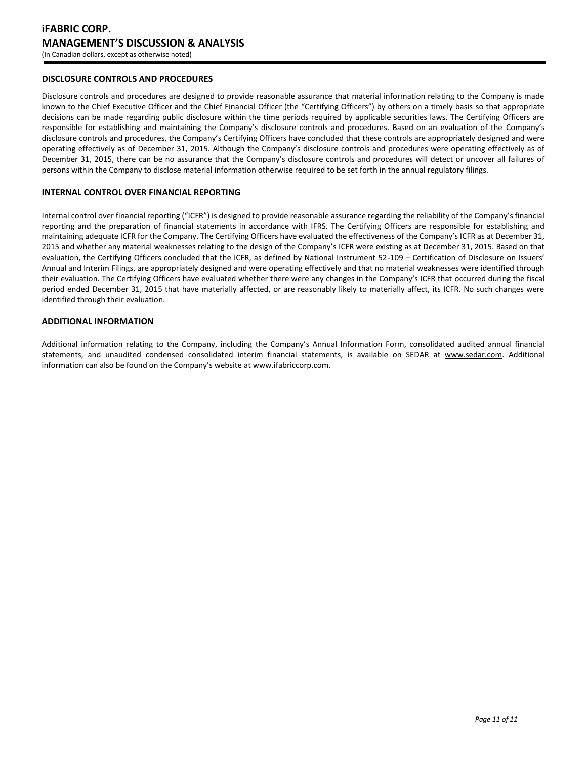## DISCLOSURE CONTROLS AND PROCEDURES

Disclosure controls and procedures are designed to provide reasonable assurance that material information relating to the Company is made known to the Chief Executive Officer and the Chief Financial Officer (the "Certifying Officers") by others on a timely basis so that appropriate decisions can be made regarding public disclosure within the time periods required by applicable securities laws. The Certifying Officers are responsible for establishing and maintaining the Company's disclosure controls and procedures. Based on an evaluation of the Company's disclosure controls and procedures, the Company's Certifying Officers have concluded that these controls are appropriately designed and were operating effectively as of December 31, 2015. Although the Company's disclosure controls and procedures were operating effectively as of December 31, 2015, there can be no assurance that the Company's disclosure controls and procedures will detect or uncover all failures of persons within the Company to disclose material information otherwise required to be set forth in the annual regulatory filings.

## INTERNAL CONTROL OVER FINANCIAL REPORTING

Internal control over financial reporting ("ICFR") is designed to provide reasonable assurance regarding the reliability of the Company's financial reporting and the preparation of financial statements in accordance with IFRS. The Certifying Officers are responsible for establishing and maintaining adequate ICFR for the Company. The Certifying Officers have evaluated the effectiveness of the Company's ICFR as at December 31, 2015 and whether any material weaknesses relating to the design of the Company's ICFR were existing as at December 31, 2015. Based on that evaluation, the Certifying Officers concluded that the ICFR, as defined by National Instrument 52-109 – Certification of Disclosure on Issuers' Annual and Interim Filings, are appropriately designed and were operating effectively and that no material weaknesses were identified through their evaluation. The Certifying Officers have evaluated whether there were any changes in the Company's ICFR that occurred during the fiscal period ended December 31, 2015 that have materially affected, or are reasonably likely to materially affect, its ICFR. No such changes were identified through their evaluation.

## ADDITIONAL INFORMATION

Additional information relating to the Company, including the Company's Annual Information Form, consolidated audited annual financial statements, and unaudited condensed consolidated interim financial statements, is available on SEDAR at www.sedar.com. Additional information can also be found on the Company's website at www.ifabriccorp.com.